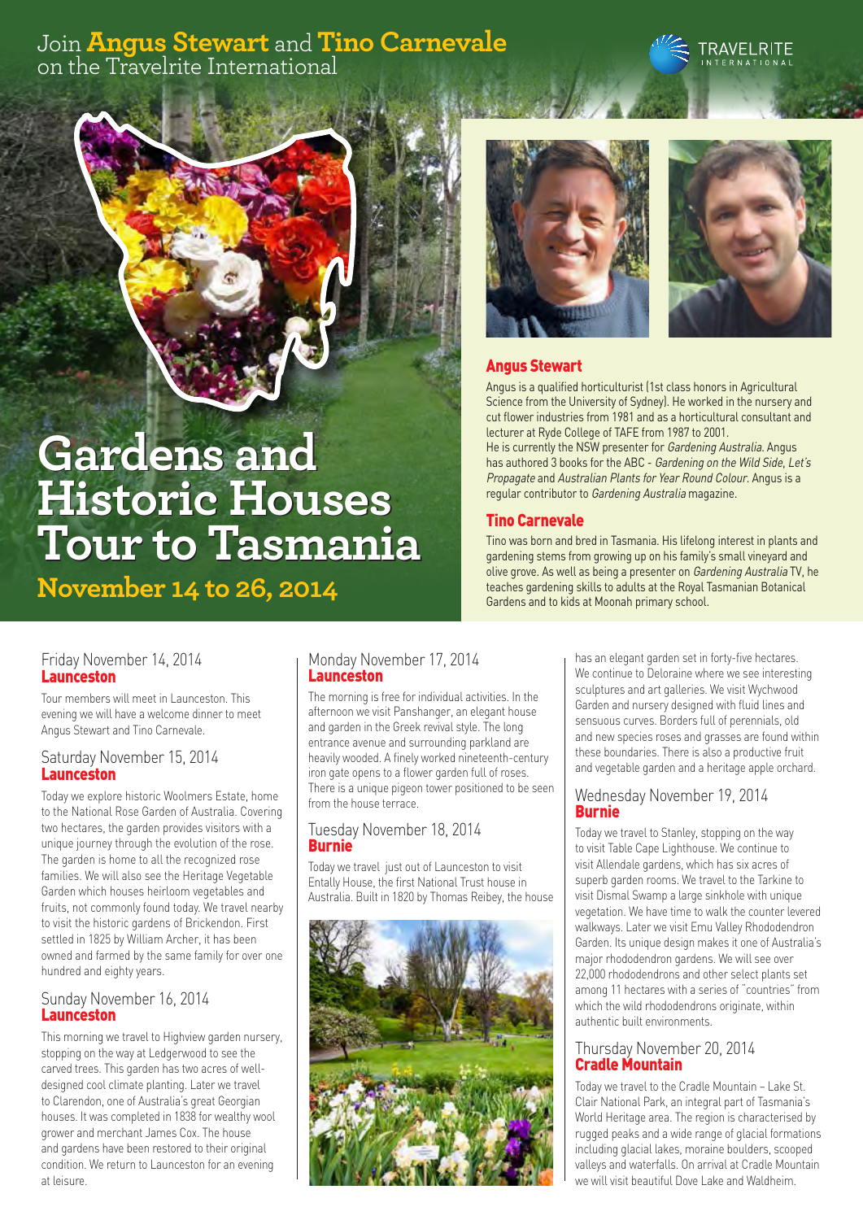Join **Angus Stewart** and **Tino Carnevale** on the Travelrite International

# Gardens and Historic Houses Tour to Tasmania

## November 14 to 26, 2014

### Angus Stewart

Angus is a qualified horticulturist (1st class honors in Agricultural Science from the University of Sydney). He worked in the nursery and cut flower industries from 1981 and as a horticultural consultant and lecturer at Ryde College of TAFE from 1987 to 2001.
He is currently the NSW presenter for *Gardening Australia*. Angus has authored 3 books for the ABC - *Gardening on the Wild Side*, *Let's Propagate* and *Australian Plants for Year Round Colour*. Angus is a regular contributor to *Gardening Australia* magazine.

### Tino Carnevale

Tino was born and bred in Tasmania. His lifelong interest in plants and gardening stems from growing up on his family's small vineyard and olive grove. As well as being a presenter on *Gardening Australia* TV, he teaches gardening skills to adults at the Royal Tasmanian Botanical Gardens and to kids at Moonah primary school.

### Friday November 14, 2014
**Launceston**

Tour members will meet in Launceston. This evening we will have a welcome dinner to meet Angus Stewart and Tino Carnevale.

### Saturday November 15, 2014
**Launceston**

Today we explore historic Woolmers Estate, home to the National Rose Garden of Australia. Covering two hectares, the garden provides visitors with a unique journey through the evolution of the rose. The garden is home to all the recognized rose families. We will also see the Heritage Vegetable Garden which houses heirloom vegetables and fruits, not commonly found today. We travel nearby to visit the historic gardens of Brickendon. First settled in 1825 by William Archer, it has been owned and farmed by the same family for over one hundred and eighty years.

### Sunday November 16, 2014
**Launceston**

This morning we travel to Highview garden nursery, stopping on the way at Ledgerwood to see the carved trees. This garden has two acres of well-designed cool climate planting. Later we travel to Clarendon, one of Australia's great Georgian houses. It was completed in 1838 for wealthy wool grower and merchant James Cox. The house and gardens have been restored to their original condition. We return to Launceston for an evening at leisure.

### Monday November 17, 2014
**Launceston**

The morning is free for individual activities. In the afternoon we visit Panshanger, an elegant house and garden in the Greek revival style. The long entrance avenue and surrounding parkland are heavily wooded. A finely worked nineteenth-century iron gate opens to a flower garden full of roses. There is a unique pigeon tower positioned to be seen from the house terrace.

### Tuesday November 18, 2014
**Launceston**

Today we travel just out of Launceston to visit Entally House, the first National Trust house in Australia. Built in 1820 by Thomas Reibey, the house has an elegant garden set in forty-five hectares. We continue to Deloraine where we see interesting sculptures and art galleries. We visit Wychwood Garden and nursery designed with fluid lines and sensuous curves. Borders full of perennials, old and new species roses and grasses are found within these boundaries. There is also a productive fruit and vegetable garden and a heritage apple orchard.

### Wednesday November 19, 2014
**Burnie**

Today we travel to Stanley, stopping on the way to visit Table Cape Lighthouse. We continue to visit Allendale gardens, which has six acres of superb garden rooms. We travel to the Tarkine to visit Dismal Swamp a large sinkhole with unique vegetation. We have time to walk the counter levered walkways. Later we visit Emu Valley Rhododendron Garden. Its unique design makes it one of Australia's major rhododendron gardens. We will see over 22,000 rhododendrons and other select plants set among 11 hectares with a series of "countries" from which the wild rhododendrons originate, within authentic built environments.

### Thursday November 20, 2014
**Cradle Mountain**

Today we travel to the Cradle Mountain – Lake St. Clair National Park, an integral part of Tasmania's World Heritage area. The region is characterised by rugged peaks and a wide range of glacial formations including glacial lakes, moraine boulders, scooped valleys and waterfalls. On arrival at Cradle Mountain we will visit beautiful Dove Lake and Waldheim.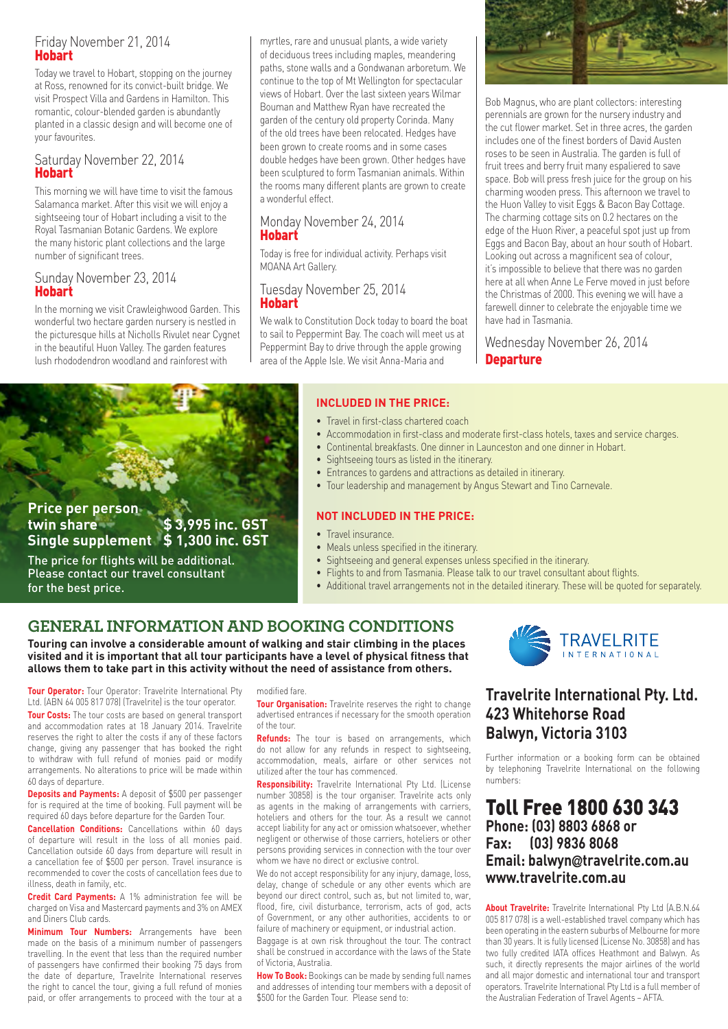## Friday November 21, 2014
### Hobart

Today we travel to Hobart, stopping on the journey at Ross, renowned for its convict-built bridge. We visit Prospect Villa and Gardens in Hamilton. This romantic, colour-blended garden is abundantly planted in a classic design and will become one of your favourites.

## Saturday November 22, 2014
### Hobart

This morning we will have time to visit the famous Salamanca market. After this visit we will enjoy a sightseeing tour of Hobart including a visit to the Royal Tasmanian Botanic Gardens. We explore the many historic plant collections and the large number of significant trees.

## Sunday November 23, 2014
### Hobart

In the morning we visit Crawleighwood Garden. This wonderful two hectare garden nursery is nestled in the picturesque hills at Nicholls Rivulet near Cygnet in the beautiful Huon Valley. The garden features lush rhododendron woodland and rainforest with myrtles, rare and unusual plants, a wide variety of deciduous trees including maples, meandering paths, stone walls and a Gondwanan arboretum. We continue to the top of Mt Wellington for spectacular views of Hobart. Over the last sixteen years Wilmar Bouman and Matthew Ryan have recreated the garden of the century old property Corinda. Many of the old trees have been relocated. Hedges have been grown to create rooms and in some cases double hedges have been grown. Other hedges have been sculptured to form Tasmanian animals. Within the rooms many different plants are grown to create a wonderful effect.

## Monday November 24, 2014
### Hobart

Today is free for individual activity. Perhaps visit MOANA Art Gallery.

## Tuesday November 25, 2014
### Hobart

We walk to Constitution Dock today to board the boat to sail to Peppermint Bay. The coach will meet us at Peppermint Bay to drive through the apple growing area of the Apple Isle. We visit Anna-Maria and Bob Magnus, who are plant collectors: interesting perennials are grown for the nursery industry and the cut flower market. Set in three acres, the garden includes one of the finest borders of David Austen roses to be seen in Australia. The garden is full of fruit trees and berry fruit many espaliered to save space. Bob will press fresh juice for the group on his charming wooden press. This afternoon we travel to the Huon Valley to visit Eggs & Bacon Bay Cottage. The charming cottage sits on 0.2 hectares on the edge of the Huon River, a peaceful spot just up from Eggs and Bacon Bay, about an hour south of Hobart. Looking out across a magnificent sea of colour, it's impossible to believe that there was no garden here at all when Anne Le Ferve moved in just before the Christmas of 2000. This evening we will have a farewell dinner to celebrate the enjoyable time we have had in Tasmania.

## Wednesday November 26, 2014
### Departure

**Price per person twin share $ 3,995 inc. GST**
**Single supplement $ 1,300 inc. GST**

The price for flights will be additional. Please contact our travel consultant for the best price.

### INCLUDED IN THE PRICE:

- Travel in first-class chartered coach
- Accommodation in first-class and moderate first-class hotels, taxes and service charges.
- Continental breakfasts. One dinner in Launceston and one dinner in Hobart.
- Sightseeing tours as listed in the itinerary.
- Entrances to gardens and attractions as detailed in itinerary.
- Tour leadership and management by Angus Stewart and Tino Carnevale.

### NOT INCLUDED IN THE PRICE:

- Travel insurance.
- Meals unless specified in the itinerary.
- Sightseeing and general expenses unless specified in the itinerary.
- Flights to and from Tasmania. Please talk to our travel consultant about flights.
- Additional travel arrangements not in the detailed itinerary. These will be quoted for separately.

## GENERAL INFORMATION AND BOOKING CONDITIONS

**Touring can involve a considerable amount of walking and stair climbing in the places visited and it is important that all tour participants have a level of physical fitness that allows them to take part in this activity without the need of assistance from others.**

**Tour Operator:** Tour Operator: Travelrite International Pty Ltd. (ABN 64 005 817 078) (Travelrite) is the tour operator.

**Tour Costs:** The tour costs are based on general transport and accommodation rates at 18 January 2014. Travelrite reserves the right to alter the costs if any of these factors change, giving any passenger that has booked the right to withdraw with full refund of monies paid or modify arrangements. No alterations to price will be made within 60 days of departure.

**Deposits and Payments:** A deposit of $500 per passenger for is required at the time of booking. Full payment will be required 60 days before departure for the Garden Tour.

**Cancellation Conditions:** Cancellations within 60 days of departure will result in the loss of all monies paid. Cancellation outside 60 days from departure will result in a cancellation fee of $500 per person. Travel insurance is recommended to cover the costs of cancellation fees due to illness, death in family, etc.

**Credit Card Payments:** A 1% administration fee will be charged on Visa and Mastercard payments and 3% on AMEX and Diners Club cards.

**Minimum Tour Numbers:** Arrangements have been made on the basis of a minimum number of passengers travelling. In the event that less than the required number of passengers have confirmed their booking 75 days from the date of departure, Travelrite International reserves the right to cancel the tour, giving a full refund of monies paid, or offer arrangements to proceed with the tour at a modified fare.

**Tour Organisation:** Travelrite reserves the right to change advertised entrances if necessary for the smooth operation of the tour.

**Refunds:** The tour is based on arrangements, which do not allow for any refunds in respect to sightseeing, accommodation, meals, airfare or other services not utilized after the tour has commenced.

**Responsibility:** Travelrite International Pty Ltd. (License number 30858) is the tour organiser. Travelrite acts only as agents in the making of arrangements with carriers, hoteliers and others for the tour. As a result we cannot accept liability for any act or omission whatsoever, whether negligent or otherwise of those carriers, hoteliers or other persons providing services in connection with the tour over whom we have no direct or exclusive control.

We do not accept responsibility for any injury, damage, loss, delay, change of schedule or any other events which are beyond our direct control, such as, but not limited to, war, flood, fire, civil disturbance, terrorism, acts of god, acts of Government, or any other authorities, accidents to or failure of machinery or equipment, or industrial action.

Baggage is at own risk throughout the tour. The contract shall be construed in accordance with the laws of the State of Victoria, Australia.

**How To Book:** Bookings can be made by sending full names and addresses of intending tour members with a deposit of $500 for the Garden Tour. Please send to:

TRAVELRITE INTERNATIONAL

## Travelrite International Pty. Ltd.
## 423 Whitehorse Road
## Balwyn, Victoria 3103

Further information or a booking form can be obtained by telephoning Travelrite International on the following numbers:

## Toll Free 1800 630 343
**Phone: (03) 8803 6868 or**
**Fax: (03) 9836 8068**
**Email: balwyn@travelrite.com.au**
**www.travelrite.com.au**

**About Travelrite:** Travelrite International Pty Ltd (A.B.N.64 005 817 078) is a well-established travel company which has been operating in the eastern suburbs of Melbourne for more than 30 years. It is fully licensed (License No. 30858) and has two fully credited IATA offices Heathmont and Balwyn. As such, it directly represents the major airlines of the world and all major domestic and international tour and transport operators. Travelrite International Pty Ltd is a full member of the Australian Federation of Travel Agents – AFTA.